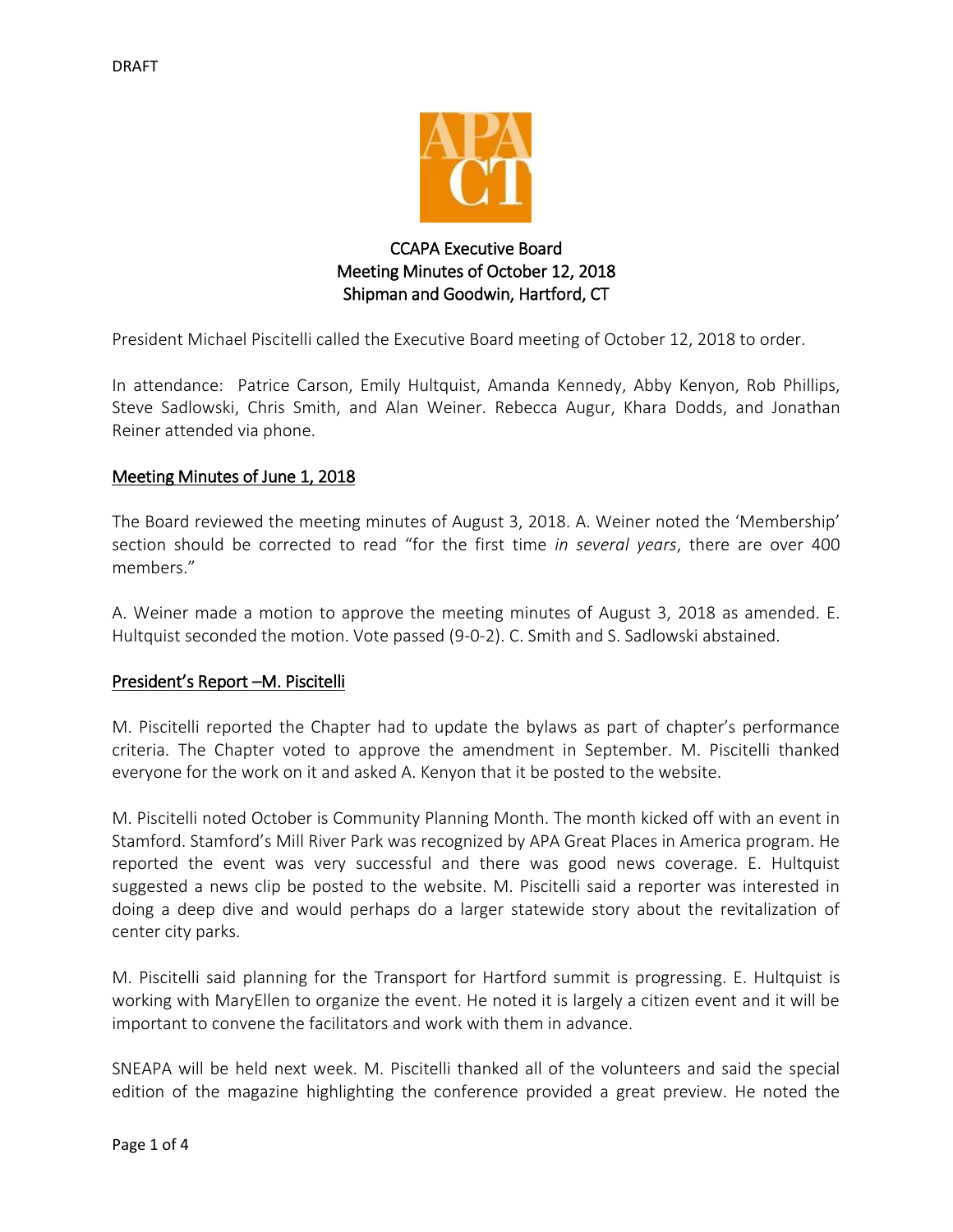DRAFT

# CCAPA Executive Board
## Meeting Minutes of October 12, 2018
### Shipman and Goodwin, Hartford, CT

President Michael Piscitelli called the Executive Board meeting of October 12, 2018 to order.

In attendance: Patrice Carson, Emily Hultquist, Amanda Kennedy, Abby Kenyon, Rob Phillips, Steve Sadlowski, Chris Smith, and Alan Weiner. Rebecca Augur, Khara Dodds, and Jonathan Reiner attended via phone.

## Meeting Minutes of June 1, 2018

The Board reviewed the meeting minutes of August 3, 2018. A. Weiner noted the 'Membership' section should be corrected to read "for the first time *in several years*, there are over 400 members."

A. Weiner made a motion to approve the meeting minutes of August 3, 2018 as amended. E. Hultquist seconded the motion. Vote passed (9-0-2). C. Smith and S. Sadlowski abstained.

## President's Report –M. Piscitelli

M. Piscitelli reported the Chapter had to update the bylaws as part of chapter's performance criteria. The Chapter voted to approve the amendment in September. M. Piscitelli thanked everyone for the work on it and asked A. Kenyon that it be posted to the website.

M. Piscitelli noted October is Community Planning Month. The month kicked off with an event in Stamford. Stamford's Mill River Park was recognized by APA Great Places in America program. He reported the event was very successful and there was good news coverage. E. Hultquist suggested a news clip be posted to the website. M. Piscitelli said a reporter was interested in doing a deep dive and would perhaps do a larger statewide story about the revitalization of center city parks.

M. Piscitelli said planning for the Transport for Hartford summit is progressing. E. Hultquist is working with MaryEllen to organize the event. He noted it is largely a citizen event and it will be important to convene the facilitators and work with them in advance.

SNEAPA will be held next week. M. Piscitelli thanked all of the volunteers and said the special edition of the magazine highlighting the conference provided a great preview. He noted the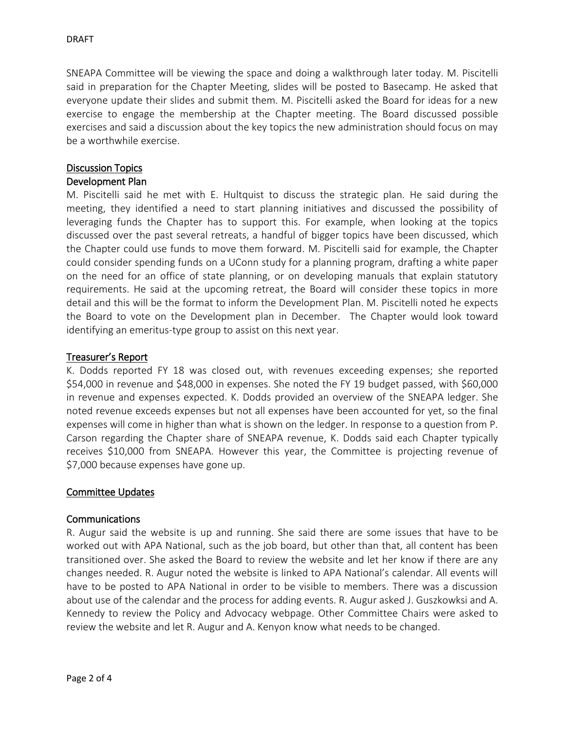DRAFT

SNEAPA Committee will be viewing the space and doing a walkthrough later today. M. Piscitelli said in preparation for the Chapter Meeting, slides will be posted to Basecamp. He asked that everyone update their slides and submit them. M. Piscitelli asked the Board for ideas for a new exercise to engage the membership at the Chapter meeting. The Board discussed possible exercises and said a discussion about the key topics the new administration should focus on may be a worthwhile exercise.

## Discussion Topics

### Development Plan

M. Piscitelli said he met with E. Hultquist to discuss the strategic plan. He said during the meeting, they identified a need to start planning initiatives and discussed the possibility of leveraging funds the Chapter has to support this. For example, when looking at the topics discussed over the past several retreats, a handful of bigger topics have been discussed, which the Chapter could use funds to move them forward. M. Piscitelli said for example, the Chapter could consider spending funds on a UConn study for a planning program, drafting a white paper on the need for an office of state planning, or on developing manuals that explain statutory requirements. He said at the upcoming retreat, the Board will consider these topics in more detail and this will be the format to inform the Development Plan. M. Piscitelli noted he expects the Board to vote on the Development plan in December. The Chapter would look toward identifying an emeritus-type group to assist on this next year.

## Treasurer's Report

K. Dodds reported FY 18 was closed out, with revenues exceeding expenses; she reported $54,000 in revenue and $48,000 in expenses. She noted the FY 19 budget passed, with $60,000 in revenue and expenses expected. K. Dodds provided an overview of the SNEAPA ledger. She noted revenue exceeds expenses but not all expenses have been accounted for yet, so the final expenses will come in higher than what is shown on the ledger. In response to a question from P. Carson regarding the Chapter share of SNEAPA revenue, K. Dodds said each Chapter typically receives $10,000 from SNEAPA. However this year, the Committee is projecting revenue of $7,000 because expenses have gone up.

## Committee Updates

### Communications

R. Augur said the website is up and running. She said there are some issues that have to be worked out with APA National, such as the job board, but other than that, all content has been transitioned over. She asked the Board to review the website and let her know if there are any changes needed. R. Augur noted the website is linked to APA National's calendar. All events will have to be posted to APA National in order to be visible to members. There was a discussion about use of the calendar and the process for adding events. R. Augur asked J. Guszkowksi and A. Kennedy to review the Policy and Advocacy webpage. Other Committee Chairs were asked to review the website and let R. Augur and A. Kenyon know what needs to be changed.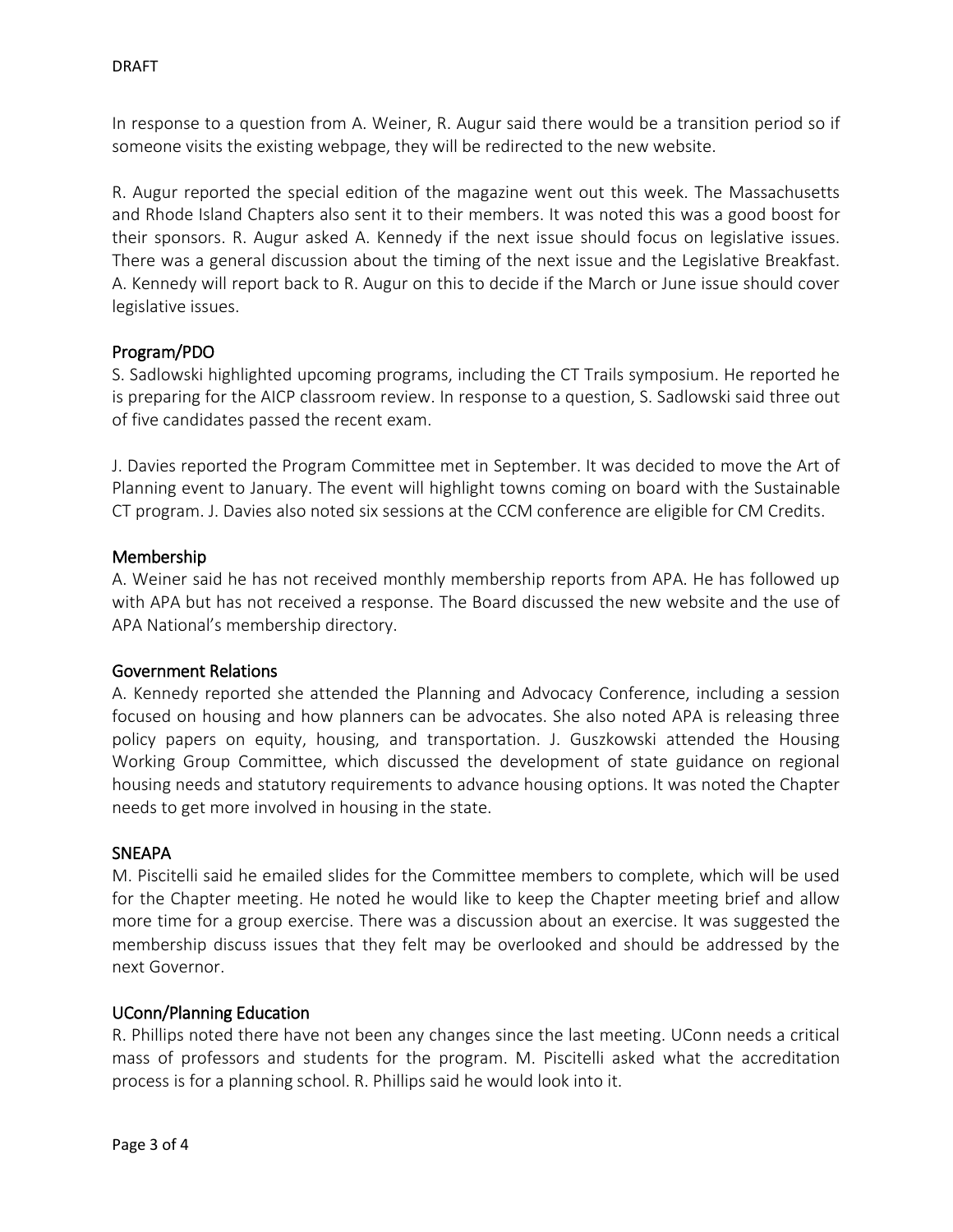In response to a question from A. Weiner, R. Augur said there would be a transition period so if someone visits the existing webpage, they will be redirected to the new website.

R. Augur reported the special edition of the magazine went out this week. The Massachusetts and Rhode Island Chapters also sent it to their members. It was noted this was a good boost for their sponsors. R. Augur asked A. Kennedy if the next issue should focus on legislative issues. There was a general discussion about the timing of the next issue and the Legislative Breakfast. A. Kennedy will report back to R. Augur on this to decide if the March or June issue should cover legislative issues.

## Program/PDO

S. Sadlowski highlighted upcoming programs, including the CT Trails symposium. He reported he is preparing for the AICP classroom review. In response to a question, S. Sadlowski said three out of five candidates passed the recent exam.

J. Davies reported the Program Committee met in September. It was decided to move the Art of Planning event to January. The event will highlight towns coming on board with the Sustainable CT program. J. Davies also noted six sessions at the CCM conference are eligible for CM Credits.

## Membership

A. Weiner said he has not received monthly membership reports from APA. He has followed up with APA but has not received a response. The Board discussed the new website and the use of APA National's membership directory.

## Government Relations

A. Kennedy reported she attended the Planning and Advocacy Conference, including a session focused on housing and how planners can be advocates. She also noted APA is releasing three policy papers on equity, housing, and transportation. J. Guszkowski attended the Housing Working Group Committee, which discussed the development of state guidance on regional housing needs and statutory requirements to advance housing options. It was noted the Chapter needs to get more involved in housing in the state.

## SNEAPA

M. Piscitelli said he emailed slides for the Committee members to complete, which will be used for the Chapter meeting. He noted he would like to keep the Chapter meeting brief and allow more time for a group exercise. There was a discussion about an exercise. It was suggested the membership discuss issues that they felt may be overlooked and should be addressed by the next Governor.

## UConn/Planning Education

R. Phillips noted there have not been any changes since the last meeting. UConn needs a critical mass of professors and students for the program. M. Piscitelli asked what the accreditation process is for a planning school. R. Phillips said he would look into it.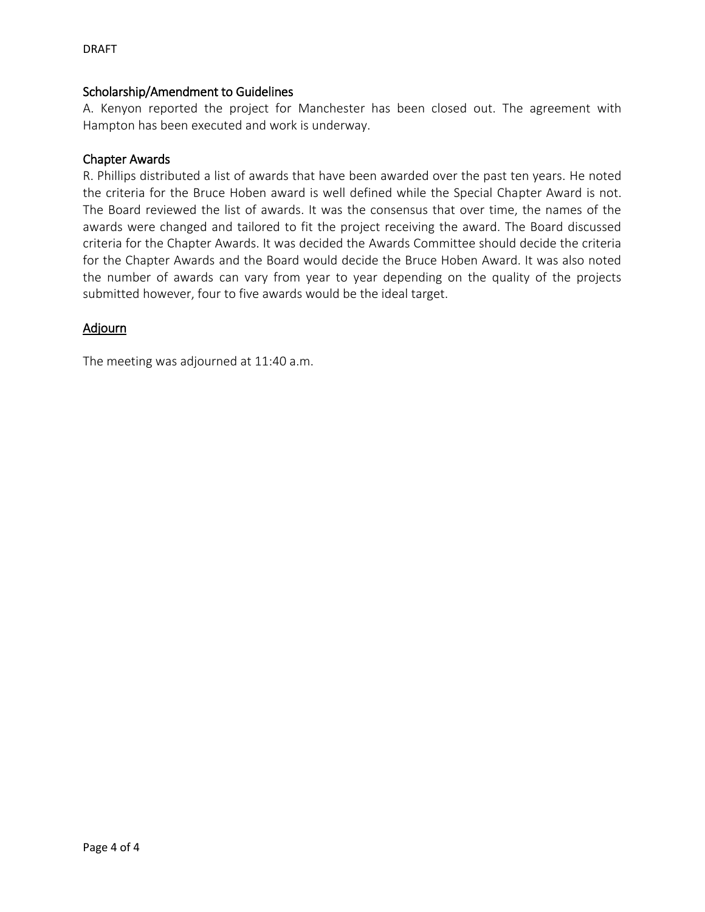DRAFT

## Scholarship/Amendment to Guidelines

A. Kenyon reported the project for Manchester has been closed out. The agreement with Hampton has been executed and work is underway.

## Chapter Awards

R. Phillips distributed a list of awards that have been awarded over the past ten years. He noted the criteria for the Bruce Hoben award is well defined while the Special Chapter Award is not. The Board reviewed the list of awards. It was the consensus that over time, the names of the awards were changed and tailored to fit the project receiving the award. The Board discussed criteria for the Chapter Awards. It was decided the Awards Committee should decide the criteria for the Chapter Awards and the Board would decide the Bruce Hoben Award. It was also noted the number of awards can vary from year to year depending on the quality of the projects submitted however, four to five awards would be the ideal target.

## Adjourn

The meeting was adjourned at 11:40 a.m.